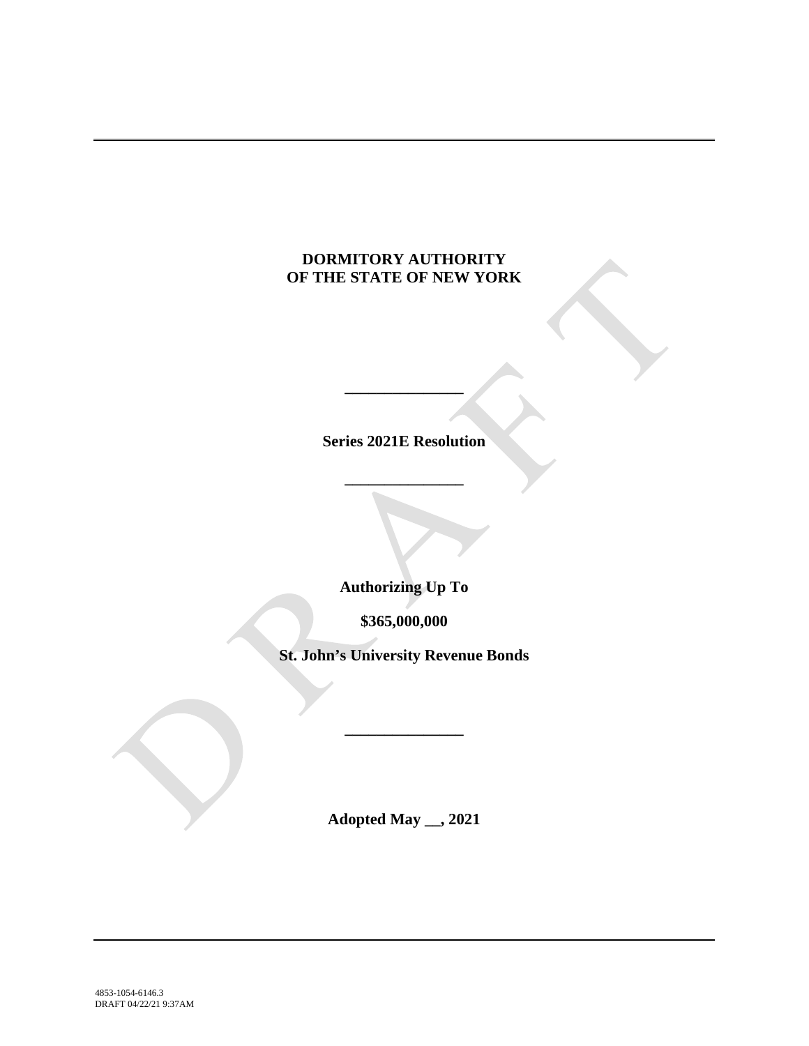**DORMITORY AUTHORITY**
**OF THE STATE OF NEW YORK**

---

**Series 2021E Resolution**

---

**Authorizing Up To**

**$365,000,000**

**St. John's University Revenue Bonds**

---

**Adopted May __, 2021**

4853-1054-6146.3
DRAFT 04/22/21 9:37AM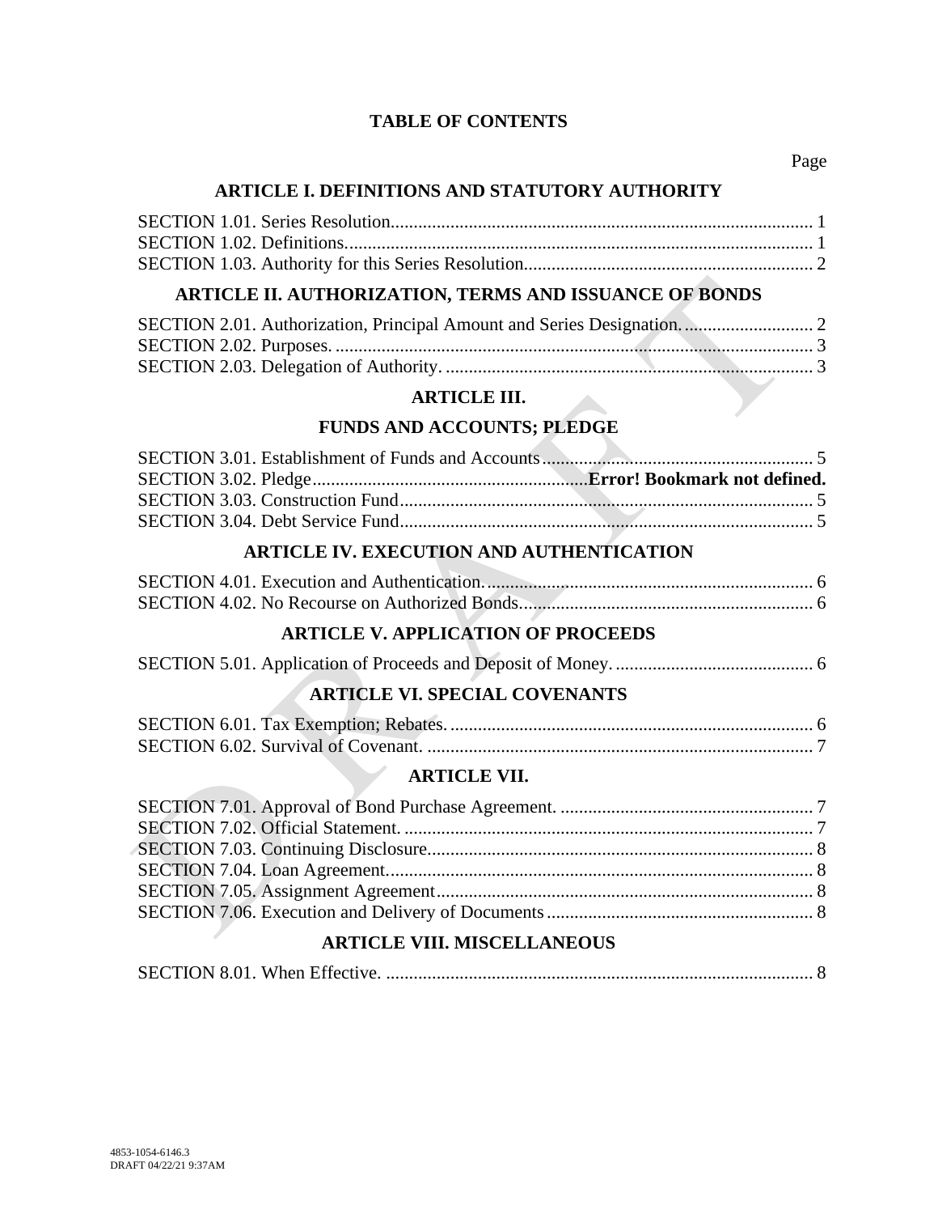# TABLE OF CONTENTS

Page

## ARTICLE I. DEFINITIONS AND STATUTORY AUTHORITY

SECTION 1.01. Series Resolution........................................................................................... 1
SECTION 1.02. Definitions..................................................................................................... 1
SECTION 1.03. Authority for this Series Resolution.............................................................. 2

## ARTICLE II. AUTHORIZATION, TERMS AND ISSUANCE OF BONDS

SECTION 2.01. Authorization, Principal Amount and Series Designation............................ 2
SECTION 2.02. Purposes. ....................................................................................................... 3
SECTION 2.03. Delegation of Authority. ............................................................................... 3

## ARTICLE III.

## FUNDS AND ACCOUNTS; PLEDGE

SECTION 3.01. Establishment of Funds and Accounts.......................................................... 5
SECTION 3.02. Pledge..........................................................**Error! Bookmark not defined.**
SECTION 3.03. Construction Fund......................................................................................... 5
SECTION 3.04. Debt Service Fund......................................................................................... 5

## ARTICLE IV. EXECUTION AND AUTHENTICATION

SECTION 4.01. Execution and Authentication....................................................................... 6
SECTION 4.02. No Recourse on Authorized Bonds............................................................... 6

## ARTICLE V. APPLICATION OF PROCEEDS

SECTION 5.01. Application of Proceeds and Deposit of Money. .......................................... 6

## ARTICLE VI. SPECIAL COVENANTS

SECTION 6.01. Tax Exemption; Rebates. .............................................................................. 6
SECTION 6.02. Survival of Covenant. ................................................................................... 7

## ARTICLE VII.

SECTION 7.01. Approval of Bond Purchase Agreement. ...................................................... 7
SECTION 7.02. Official Statement. ........................................................................................ 7
SECTION 7.03. Continuing Disclosure................................................................................... 8
SECTION 7.04. Loan Agreement............................................................................................ 8
SECTION 7.05. Assignment Agreement................................................................................. 8
SECTION 7.06. Execution and Delivery of Documents......................................................... 8

## ARTICLE VIII. MISCELLANEOUS

SECTION 8.01. When Effective. ............................................................................................ 8

4853-1054-6146.3
DRAFT 04/22/21 9:37AM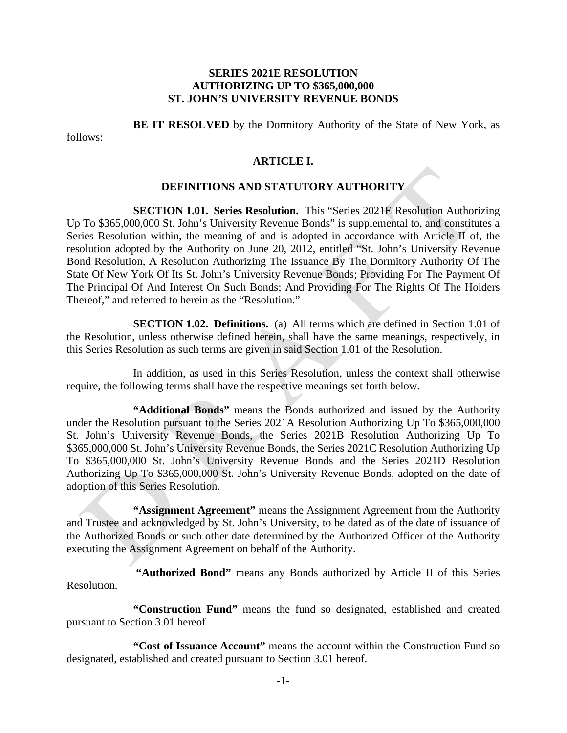**SERIES 2021E RESOLUTION**
**AUTHORIZING UP TO $365,000,000**
**ST. JOHN'S UNIVERSITY REVENUE BONDS**

**BE IT RESOLVED** by the Dormitory Authority of the State of New York, as follows:

## ARTICLE I.

## DEFINITIONS AND STATUTORY AUTHORITY

**SECTION 1.01. Series Resolution.** This "Series 2021E Resolution Authorizing Up To $365,000,000 St. John's University Revenue Bonds" is supplemental to, and constitutes a Series Resolution within, the meaning of and is adopted in accordance with Article II of, the resolution adopted by the Authority on June 20, 2012, entitled "St. John's University Revenue Bond Resolution, A Resolution Authorizing The Issuance By The Dormitory Authority Of The State Of New York Of Its St. John's University Revenue Bonds; Providing For The Payment Of The Principal Of And Interest On Such Bonds; And Providing For The Rights Of The Holders Thereof," and referred to herein as the "Resolution."

**SECTION 1.02. Definitions.** (a) All terms which are defined in Section 1.01 of the Resolution, unless otherwise defined herein, shall have the same meanings, respectively, in this Series Resolution as such terms are given in said Section 1.01 of the Resolution.

In addition, as used in this Series Resolution, unless the context shall otherwise require, the following terms shall have the respective meanings set forth below.

**"Additional Bonds"** means the Bonds authorized and issued by the Authority under the Resolution pursuant to the Series 2021A Resolution Authorizing Up To $365,000,000 St. John's University Revenue Bonds, the Series 2021B Resolution Authorizing Up To $365,000,000 St. John's University Revenue Bonds, the Series 2021C Resolution Authorizing Up To $365,000,000 St. John's University Revenue Bonds and the Series 2021D Resolution Authorizing Up To $365,000,000 St. John's University Revenue Bonds, adopted on the date of adoption of this Series Resolution.

**"Assignment Agreement"** means the Assignment Agreement from the Authority and Trustee and acknowledged by St. John's University, to be dated as of the date of issuance of the Authorized Bonds or such other date determined by the Authorized Officer of the Authority executing the Assignment Agreement on behalf of the Authority.

**"Authorized Bond"** means any Bonds authorized by Article II of this Series Resolution.

**"Construction Fund"** means the fund so designated, established and created pursuant to Section 3.01 hereof.

**"Cost of Issuance Account"** means the account within the Construction Fund so designated, established and created pursuant to Section 3.01 hereof.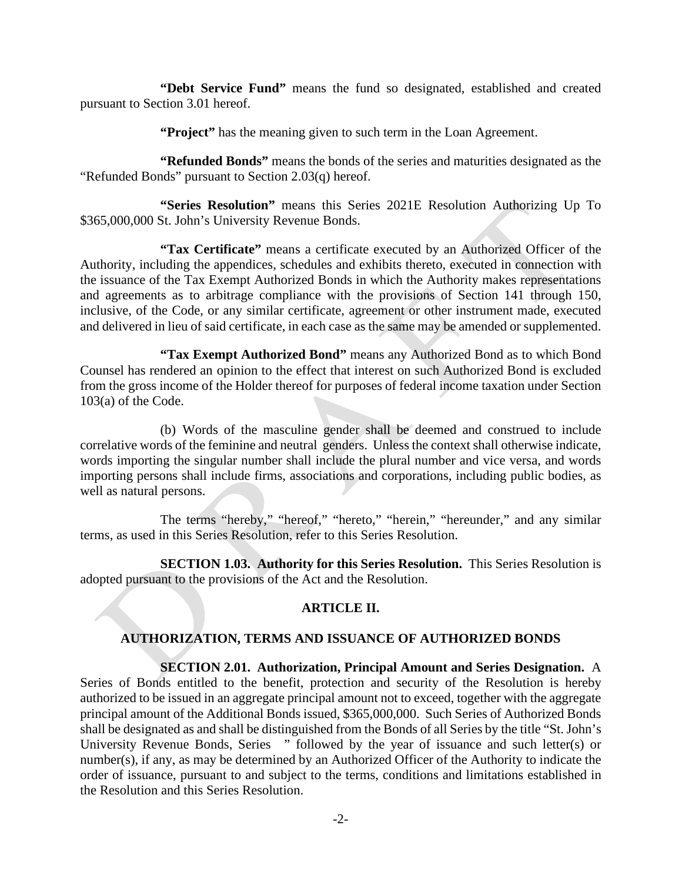**"Debt Service Fund"** means the fund so designated, established and created pursuant to Section 3.01 hereof.

**"Project"** has the meaning given to such term in the Loan Agreement.

**"Refunded Bonds"** means the bonds of the series and maturities designated as the "Refunded Bonds" pursuant to Section 2.03(q) hereof.

**"Series Resolution"** means this Series 2021E Resolution Authorizing Up To $365,000,000 St. John's University Revenue Bonds.

**"Tax Certificate"** means a certificate executed by an Authorized Officer of the Authority, including the appendices, schedules and exhibits thereto, executed in connection with the issuance of the Tax Exempt Authorized Bonds in which the Authority makes representations and agreements as to arbitrage compliance with the provisions of Section 141 through 150, inclusive, of the Code, or any similar certificate, agreement or other instrument made, executed and delivered in lieu of said certificate, in each case as the same may be amended or supplemented.

**"Tax Exempt Authorized Bond"** means any Authorized Bond as to which Bond Counsel has rendered an opinion to the effect that interest on such Authorized Bond is excluded from the gross income of the Holder thereof for purposes of federal income taxation under Section 103(a) of the Code.

(b) Words of the masculine gender shall be deemed and construed to include correlative words of the feminine and neutral genders. Unless the context shall otherwise indicate, words importing the singular number shall include the plural number and vice versa, and words importing persons shall include firms, associations and corporations, including public bodies, as well as natural persons.

The terms "hereby," "hereof," "hereto," "herein," "hereunder," and any similar terms, as used in this Series Resolution, refer to this Series Resolution.

**SECTION 1.03. Authority for this Series Resolution.** This Series Resolution is adopted pursuant to the provisions of the Act and the Resolution.

## ARTICLE II.

## AUTHORIZATION, TERMS AND ISSUANCE OF AUTHORIZED BONDS

**SECTION 2.01. Authorization, Principal Amount and Series Designation.** A Series of Bonds entitled to the benefit, protection and security of the Resolution is hereby authorized to be issued in an aggregate principal amount not to exceed, together with the aggregate principal amount of the Additional Bonds issued, $365,000,000. Such Series of Authorized Bonds shall be designated as and shall be distinguished from the Bonds of all Series by the title "St. John's University Revenue Bonds, Series " followed by the year of issuance and such letter(s) or number(s), if any, as may be determined by an Authorized Officer of the Authority to indicate the order of issuance, pursuant to and subject to the terms, conditions and limitations established in the Resolution and this Series Resolution.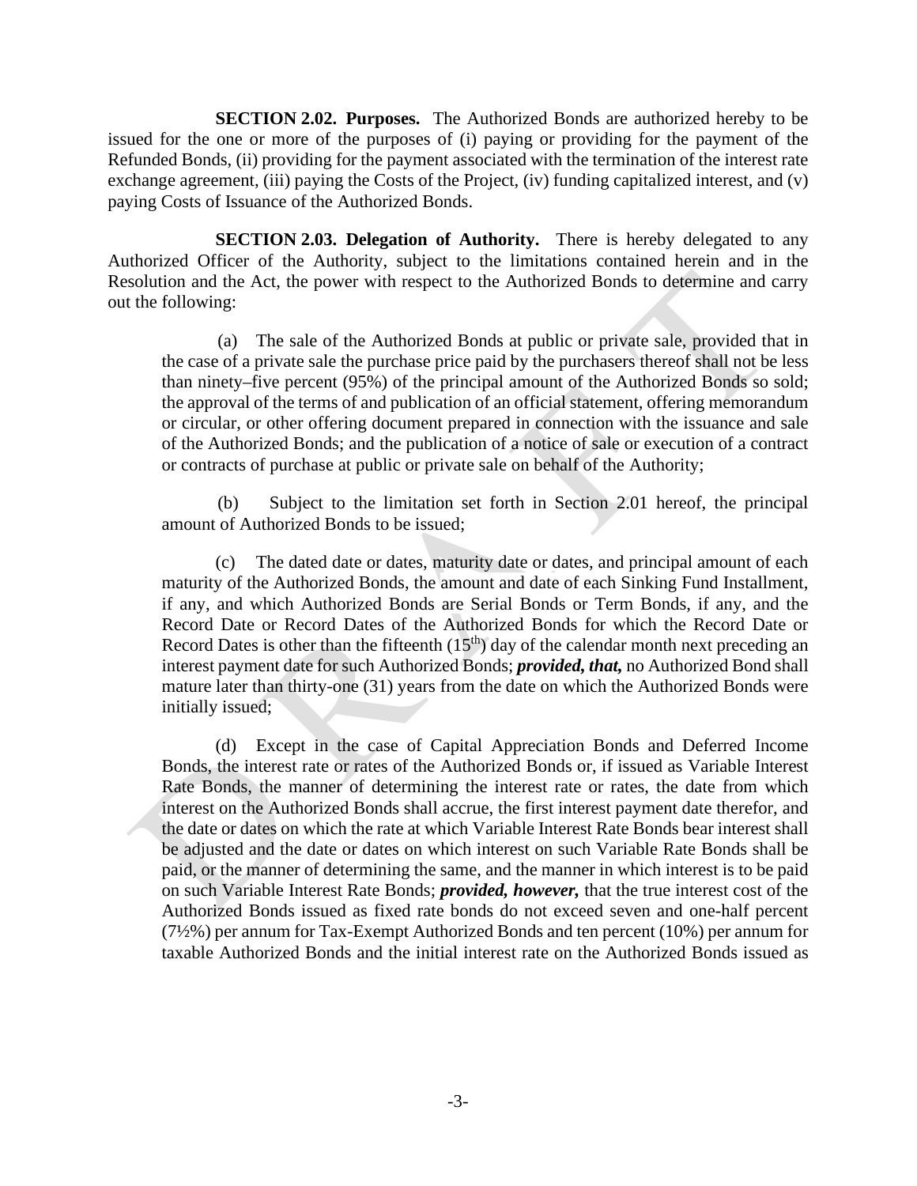**SECTION 2.02. Purposes.** The Authorized Bonds are authorized hereby to be issued for the one or more of the purposes of (i) paying or providing for the payment of the Refunded Bonds, (ii) providing for the payment associated with the termination of the interest rate exchange agreement, (iii) paying the Costs of the Project, (iv) funding capitalized interest, and (v) paying Costs of Issuance of the Authorized Bonds.

**SECTION 2.03. Delegation of Authority.** There is hereby delegated to any Authorized Officer of the Authority, subject to the limitations contained herein and in the Resolution and the Act, the power with respect to the Authorized Bonds to determine and carry out the following:

(a) The sale of the Authorized Bonds at public or private sale, provided that in the case of a private sale the purchase price paid by the purchasers thereof shall not be less than ninety–five percent (95%) of the principal amount of the Authorized Bonds so sold; the approval of the terms of and publication of an official statement, offering memorandum or circular, or other offering document prepared in connection with the issuance and sale of the Authorized Bonds; and the publication of a notice of sale or execution of a contract or contracts of purchase at public or private sale on behalf of the Authority;

(b) Subject to the limitation set forth in Section 2.01 hereof, the principal amount of Authorized Bonds to be issued;

(c) The dated date or dates, maturity date or dates, and principal amount of each maturity of the Authorized Bonds, the amount and date of each Sinking Fund Installment, if any, and which Authorized Bonds are Serial Bonds or Term Bonds, if any, and the Record Date or Record Dates of the Authorized Bonds for which the Record Date or Record Dates is other than the fifteenth (15th) day of the calendar month next preceding an interest payment date for such Authorized Bonds; ***provided, that,*** no Authorized Bond shall mature later than thirty-one (31) years from the date on which the Authorized Bonds were initially issued;

(d) Except in the case of Capital Appreciation Bonds and Deferred Income Bonds, the interest rate or rates of the Authorized Bonds or, if issued as Variable Interest Rate Bonds, the manner of determining the interest rate or rates, the date from which interest on the Authorized Bonds shall accrue, the first interest payment date therefor, and the date or dates on which the rate at which Variable Interest Rate Bonds bear interest shall be adjusted and the date or dates on which interest on such Variable Rate Bonds shall be paid, or the manner of determining the same, and the manner in which interest is to be paid on such Variable Interest Rate Bonds; ***provided, however,*** that the true interest cost of the Authorized Bonds issued as fixed rate bonds do not exceed seven and one-half percent (7½%) per annum for Tax-Exempt Authorized Bonds and ten percent (10%) per annum for taxable Authorized Bonds and the initial interest rate on the Authorized Bonds issued as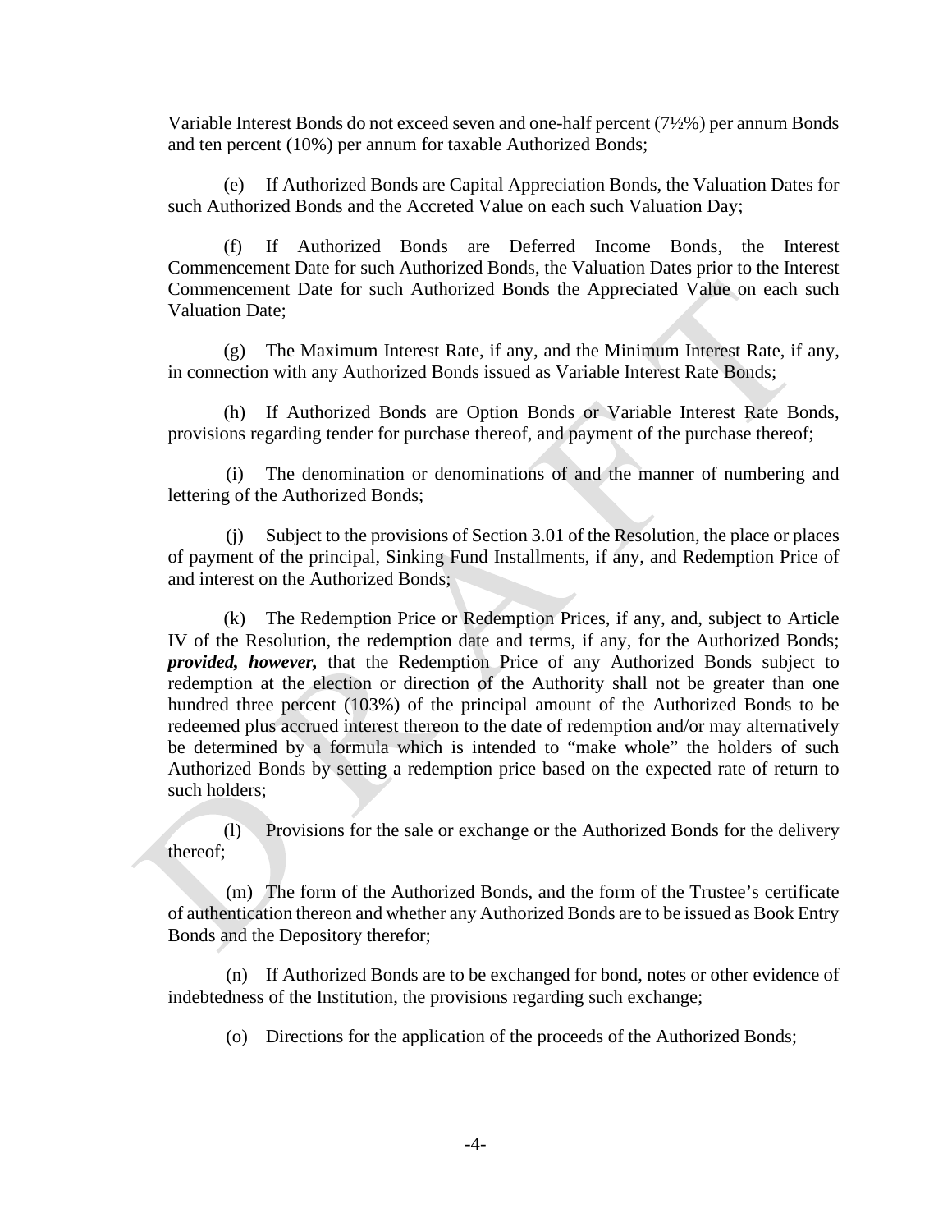Variable Interest Bonds do not exceed seven and one-half percent (7½%) per annum Bonds and ten percent (10%) per annum for taxable Authorized Bonds;

(e) If Authorized Bonds are Capital Appreciation Bonds, the Valuation Dates for such Authorized Bonds and the Accreted Value on each such Valuation Day;

(f) If Authorized Bonds are Deferred Income Bonds, the Interest Commencement Date for such Authorized Bonds, the Valuation Dates prior to the Interest Commencement Date for such Authorized Bonds the Appreciated Value on each such Valuation Date;

(g) The Maximum Interest Rate, if any, and the Minimum Interest Rate, if any, in connection with any Authorized Bonds issued as Variable Interest Rate Bonds;

(h) If Authorized Bonds are Option Bonds or Variable Interest Rate Bonds, provisions regarding tender for purchase thereof, and payment of the purchase thereof;

(i) The denomination or denominations of and the manner of numbering and lettering of the Authorized Bonds;

(j) Subject to the provisions of Section 3.01 of the Resolution, the place or places of payment of the principal, Sinking Fund Installments, if any, and Redemption Price of and interest on the Authorized Bonds;

(k) The Redemption Price or Redemption Prices, if any, and, subject to Article IV of the Resolution, the redemption date and terms, if any, for the Authorized Bonds; ***provided, however,*** that the Redemption Price of any Authorized Bonds subject to redemption at the election or direction of the Authority shall not be greater than one hundred three percent (103%) of the principal amount of the Authorized Bonds to be redeemed plus accrued interest thereon to the date of redemption and/or may alternatively be determined by a formula which is intended to "make whole" the holders of such Authorized Bonds by setting a redemption price based on the expected rate of return to such holders;

(l) Provisions for the sale or exchange or the Authorized Bonds for the delivery thereof;

(m) The form of the Authorized Bonds, and the form of the Trustee's certificate of authentication thereon and whether any Authorized Bonds are to be issued as Book Entry Bonds and the Depository therefor;

(n) If Authorized Bonds are to be exchanged for bond, notes or other evidence of indebtedness of the Institution, the provisions regarding such exchange;

(o) Directions for the application of the proceeds of the Authorized Bonds;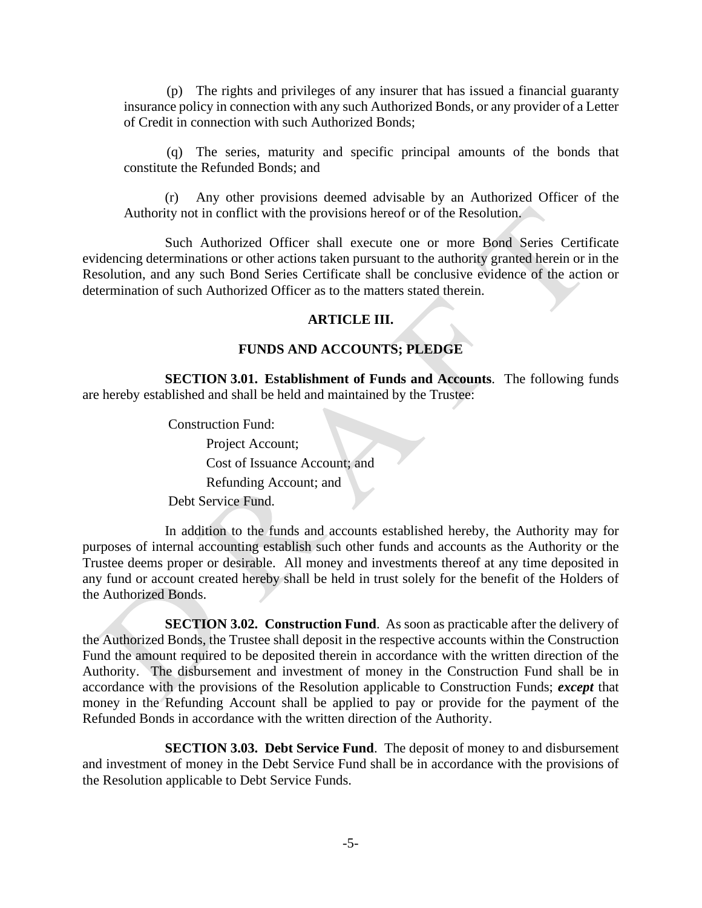(p) The rights and privileges of any insurer that has issued a financial guaranty insurance policy in connection with any such Authorized Bonds, or any provider of a Letter of Credit in connection with such Authorized Bonds;

(q) The series, maturity and specific principal amounts of the bonds that constitute the Refunded Bonds; and

(r) Any other provisions deemed advisable by an Authorized Officer of the Authority not in conflict with the provisions hereof or of the Resolution.

Such Authorized Officer shall execute one or more Bond Series Certificate evidencing determinations or other actions taken pursuant to the authority granted herein or in the Resolution, and any such Bond Series Certificate shall be conclusive evidence of the action or determination of such Authorized Officer as to the matters stated therein.

## ARTICLE III.

## FUNDS AND ACCOUNTS; PLEDGE

**SECTION 3.01. Establishment of Funds and Accounts**. The following funds are hereby established and shall be held and maintained by the Trustee:

Construction Fund:

- Project Account;
- Cost of Issuance Account; and
- Refunding Account; and

Debt Service Fund.

In addition to the funds and accounts established hereby, the Authority may for purposes of internal accounting establish such other funds and accounts as the Authority or the Trustee deems proper or desirable. All money and investments thereof at any time deposited in any fund or account created hereby shall be held in trust solely for the benefit of the Holders of the Authorized Bonds.

**SECTION 3.02. Construction Fund**. As soon as practicable after the delivery of the Authorized Bonds, the Trustee shall deposit in the respective accounts within the Construction Fund the amount required to be deposited therein in accordance with the written direction of the Authority. The disbursement and investment of money in the Construction Fund shall be in accordance with the provisions of the Resolution applicable to Construction Funds; ***except*** that money in the Refunding Account shall be applied to pay or provide for the payment of the Refunded Bonds in accordance with the written direction of the Authority.

**SECTION 3.03. Debt Service Fund**. The deposit of money to and disbursement and investment of money in the Debt Service Fund shall be in accordance with the provisions of the Resolution applicable to Debt Service Funds.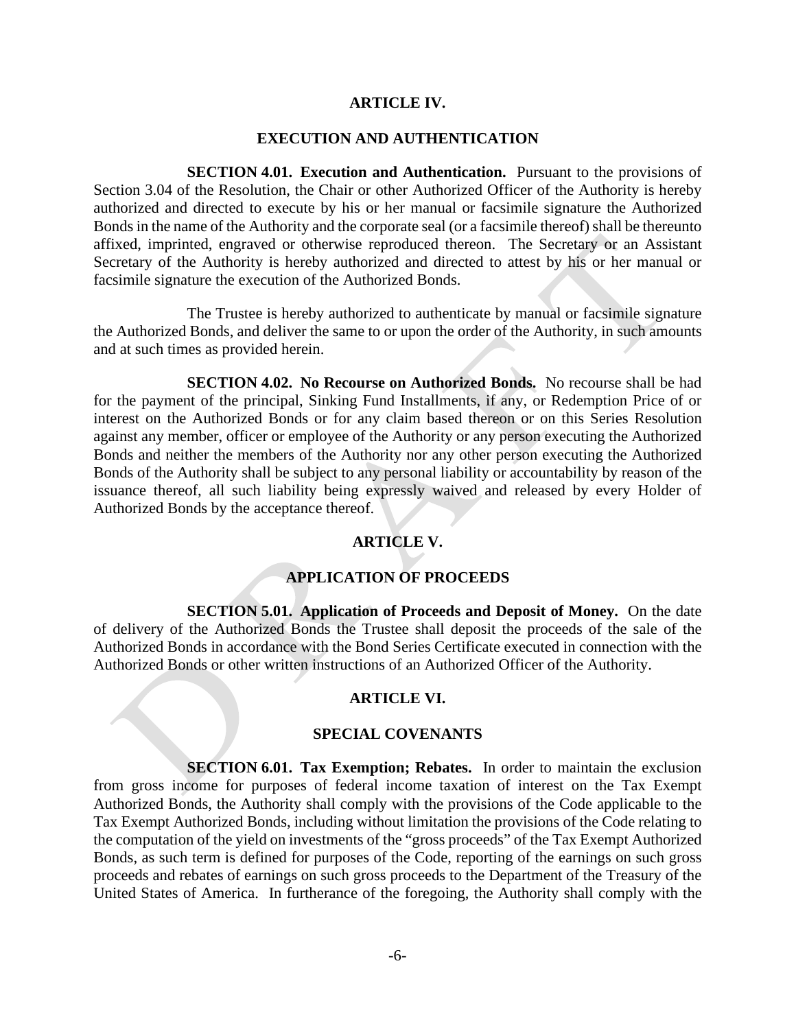## ARTICLE IV.

## EXECUTION AND AUTHENTICATION

**SECTION 4.01. Execution and Authentication.** Pursuant to the provisions of Section 3.04 of the Resolution, the Chair or other Authorized Officer of the Authority is hereby authorized and directed to execute by his or her manual or facsimile signature the Authorized Bonds in the name of the Authority and the corporate seal (or a facsimile thereof) shall be thereunto affixed, imprinted, engraved or otherwise reproduced thereon. The Secretary or an Assistant Secretary of the Authority is hereby authorized and directed to attest by his or her manual or facsimile signature the execution of the Authorized Bonds.

The Trustee is hereby authorized to authenticate by manual or facsimile signature the Authorized Bonds, and deliver the same to or upon the order of the Authority, in such amounts and at such times as provided herein.

**SECTION 4.02. No Recourse on Authorized Bonds.** No recourse shall be had for the payment of the principal, Sinking Fund Installments, if any, or Redemption Price of or interest on the Authorized Bonds or for any claim based thereon or on this Series Resolution against any member, officer or employee of the Authority or any person executing the Authorized Bonds and neither the members of the Authority nor any other person executing the Authorized Bonds of the Authority shall be subject to any personal liability or accountability by reason of the issuance thereof, all such liability being expressly waived and released by every Holder of Authorized Bonds by the acceptance thereof.

## ARTICLE V.

## APPLICATION OF PROCEEDS

**SECTION 5.01. Application of Proceeds and Deposit of Money.** On the date of delivery of the Authorized Bonds the Trustee shall deposit the proceeds of the sale of the Authorized Bonds in accordance with the Bond Series Certificate executed in connection with the Authorized Bonds or other written instructions of an Authorized Officer of the Authority.

## ARTICLE VI.

## SPECIAL COVENANTS

**SECTION 6.01. Tax Exemption; Rebates.** In order to maintain the exclusion from gross income for purposes of federal income taxation of interest on the Tax Exempt Authorized Bonds, the Authority shall comply with the provisions of the Code applicable to the Tax Exempt Authorized Bonds, including without limitation the provisions of the Code relating to the computation of the yield on investments of the "gross proceeds" of the Tax Exempt Authorized Bonds, as such term is defined for purposes of the Code, reporting of the earnings on such gross proceeds and rebates of earnings on such gross proceeds to the Department of the Treasury of the United States of America. In furtherance of the foregoing, the Authority shall comply with the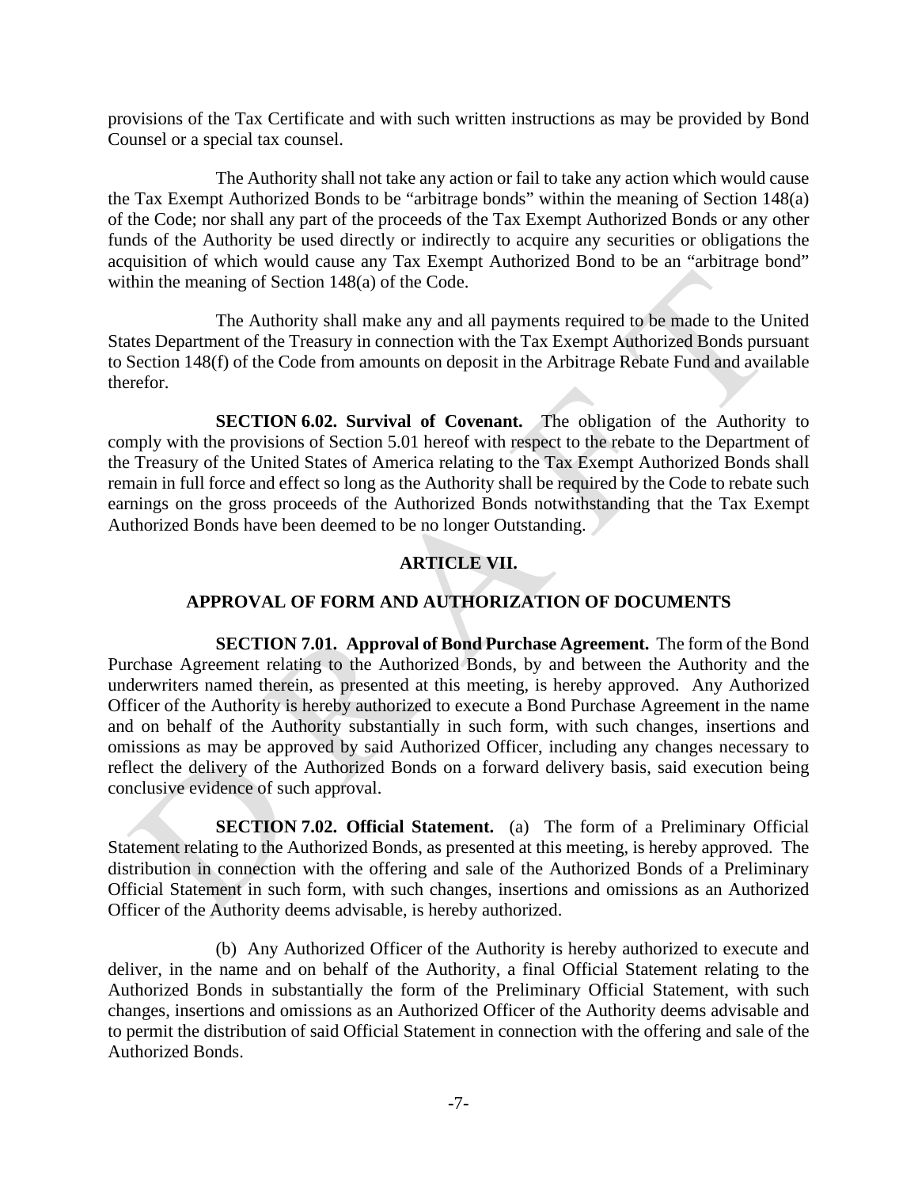provisions of the Tax Certificate and with such written instructions as may be provided by Bond Counsel or a special tax counsel.

The Authority shall not take any action or fail to take any action which would cause the Tax Exempt Authorized Bonds to be "arbitrage bonds" within the meaning of Section 148(a) of the Code; nor shall any part of the proceeds of the Tax Exempt Authorized Bonds or any other funds of the Authority be used directly or indirectly to acquire any securities or obligations the acquisition of which would cause any Tax Exempt Authorized Bond to be an "arbitrage bond" within the meaning of Section 148(a) of the Code.

The Authority shall make any and all payments required to be made to the United States Department of the Treasury in connection with the Tax Exempt Authorized Bonds pursuant to Section 148(f) of the Code from amounts on deposit in the Arbitrage Rebate Fund and available therefor.

**SECTION 6.02. Survival of Covenant.** The obligation of the Authority to comply with the provisions of Section 5.01 hereof with respect to the rebate to the Department of the Treasury of the United States of America relating to the Tax Exempt Authorized Bonds shall remain in full force and effect so long as the Authority shall be required by the Code to rebate such earnings on the gross proceeds of the Authorized Bonds notwithstanding that the Tax Exempt Authorized Bonds have been deemed to be no longer Outstanding.

## ARTICLE VII.

## APPROVAL OF FORM AND AUTHORIZATION OF DOCUMENTS

**SECTION 7.01. Approval of Bond Purchase Agreement.** The form of the Bond Purchase Agreement relating to the Authorized Bonds, by and between the Authority and the underwriters named therein, as presented at this meeting, is hereby approved. Any Authorized Officer of the Authority is hereby authorized to execute a Bond Purchase Agreement in the name and on behalf of the Authority substantially in such form, with such changes, insertions and omissions as may be approved by said Authorized Officer, including any changes necessary to reflect the delivery of the Authorized Bonds on a forward delivery basis, said execution being conclusive evidence of such approval.

**SECTION 7.02. Official Statement.** (a) The form of a Preliminary Official Statement relating to the Authorized Bonds, as presented at this meeting, is hereby approved. The distribution in connection with the offering and sale of the Authorized Bonds of a Preliminary Official Statement in such form, with such changes, insertions and omissions as an Authorized Officer of the Authority deems advisable, is hereby authorized.

(b) Any Authorized Officer of the Authority is hereby authorized to execute and deliver, in the name and on behalf of the Authority, a final Official Statement relating to the Authorized Bonds in substantially the form of the Preliminary Official Statement, with such changes, insertions and omissions as an Authorized Officer of the Authority deems advisable and to permit the distribution of said Official Statement in connection with the offering and sale of the Authorized Bonds.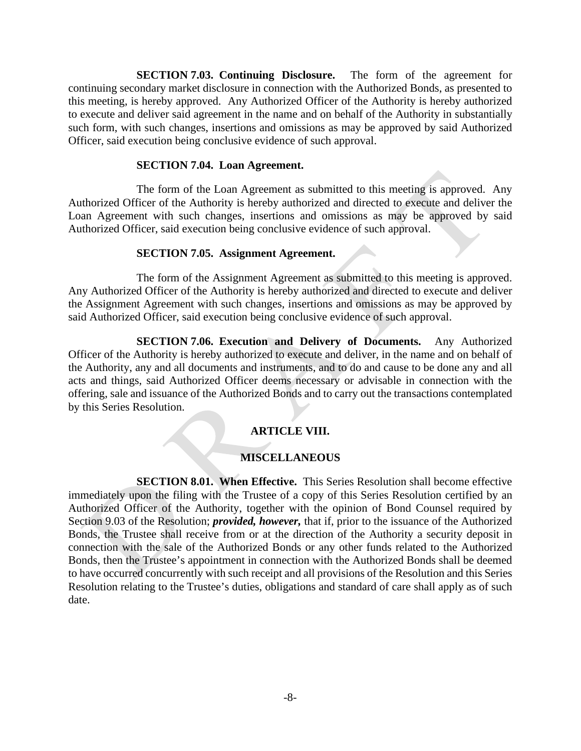**SECTION 7.03. Continuing Disclosure.** The form of the agreement for continuing secondary market disclosure in connection with the Authorized Bonds, as presented to this meeting, is hereby approved. Any Authorized Officer of the Authority is hereby authorized to execute and deliver said agreement in the name and on behalf of the Authority in substantially such form, with such changes, insertions and omissions as may be approved by said Authorized Officer, said execution being conclusive evidence of such approval.

**SECTION 7.04. Loan Agreement.**

The form of the Loan Agreement as submitted to this meeting is approved. Any Authorized Officer of the Authority is hereby authorized and directed to execute and deliver the Loan Agreement with such changes, insertions and omissions as may be approved by said Authorized Officer, said execution being conclusive evidence of such approval.

**SECTION 7.05. Assignment Agreement.**

The form of the Assignment Agreement as submitted to this meeting is approved. Any Authorized Officer of the Authority is hereby authorized and directed to execute and deliver the Assignment Agreement with such changes, insertions and omissions as may be approved by said Authorized Officer, said execution being conclusive evidence of such approval.

**SECTION 7.06. Execution and Delivery of Documents.** Any Authorized Officer of the Authority is hereby authorized to execute and deliver, in the name and on behalf of the Authority, any and all documents and instruments, and to do and cause to be done any and all acts and things, said Authorized Officer deems necessary or advisable in connection with the offering, sale and issuance of the Authorized Bonds and to carry out the transactions contemplated by this Series Resolution.

## ARTICLE VIII.

## MISCELLANEOUS

**SECTION 8.01. When Effective.** This Series Resolution shall become effective immediately upon the filing with the Trustee of a copy of this Series Resolution certified by an Authorized Officer of the Authority, together with the opinion of Bond Counsel required by Section 9.03 of the Resolution; ***provided, however,*** that if, prior to the issuance of the Authorized Bonds, the Trustee shall receive from or at the direction of the Authority a security deposit in connection with the sale of the Authorized Bonds or any other funds related to the Authorized Bonds, then the Trustee's appointment in connection with the Authorized Bonds shall be deemed to have occurred concurrently with such receipt and all provisions of the Resolution and this Series Resolution relating to the Trustee's duties, obligations and standard of care shall apply as of such date.